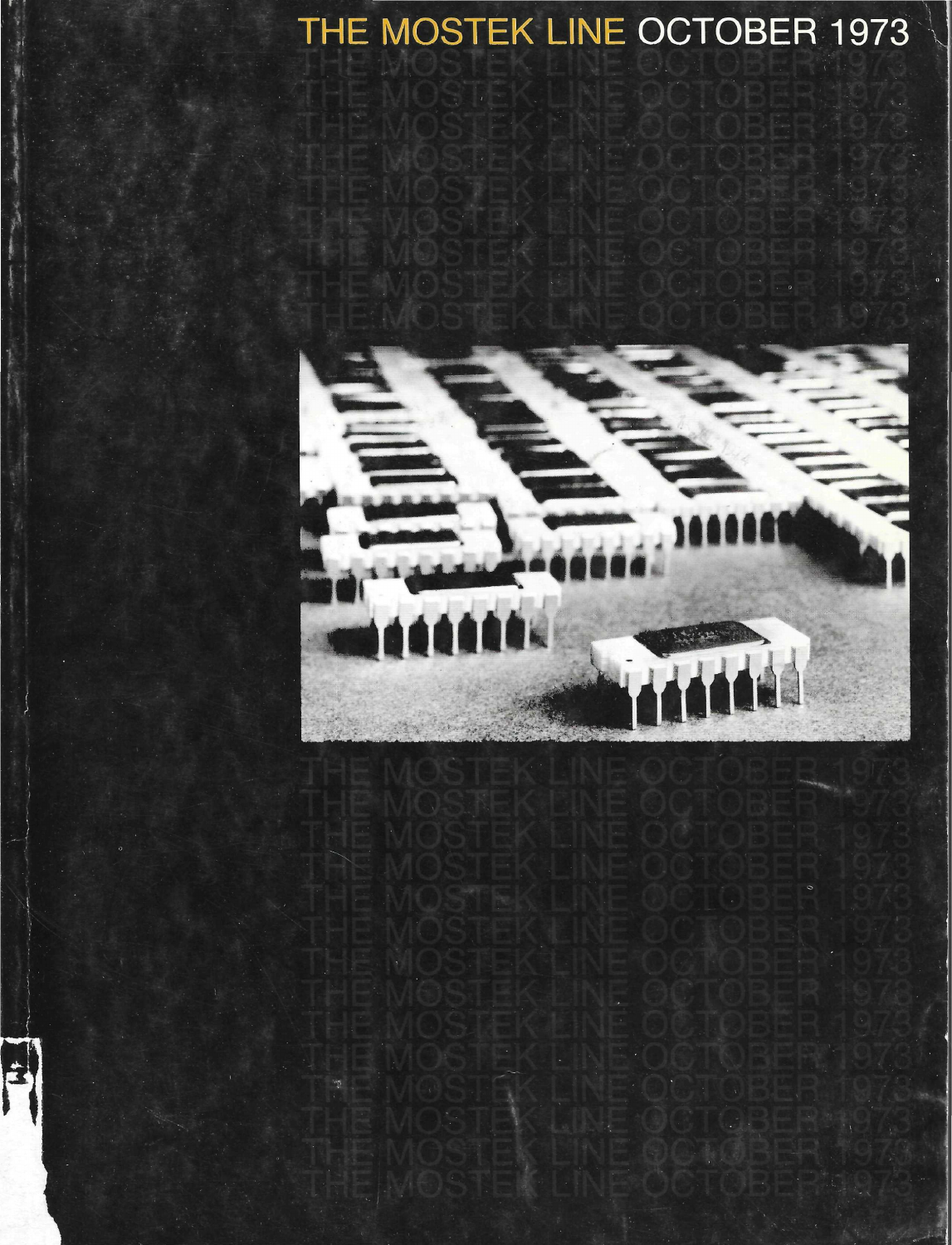# THE MOSTEK LINE OCTOBER 1973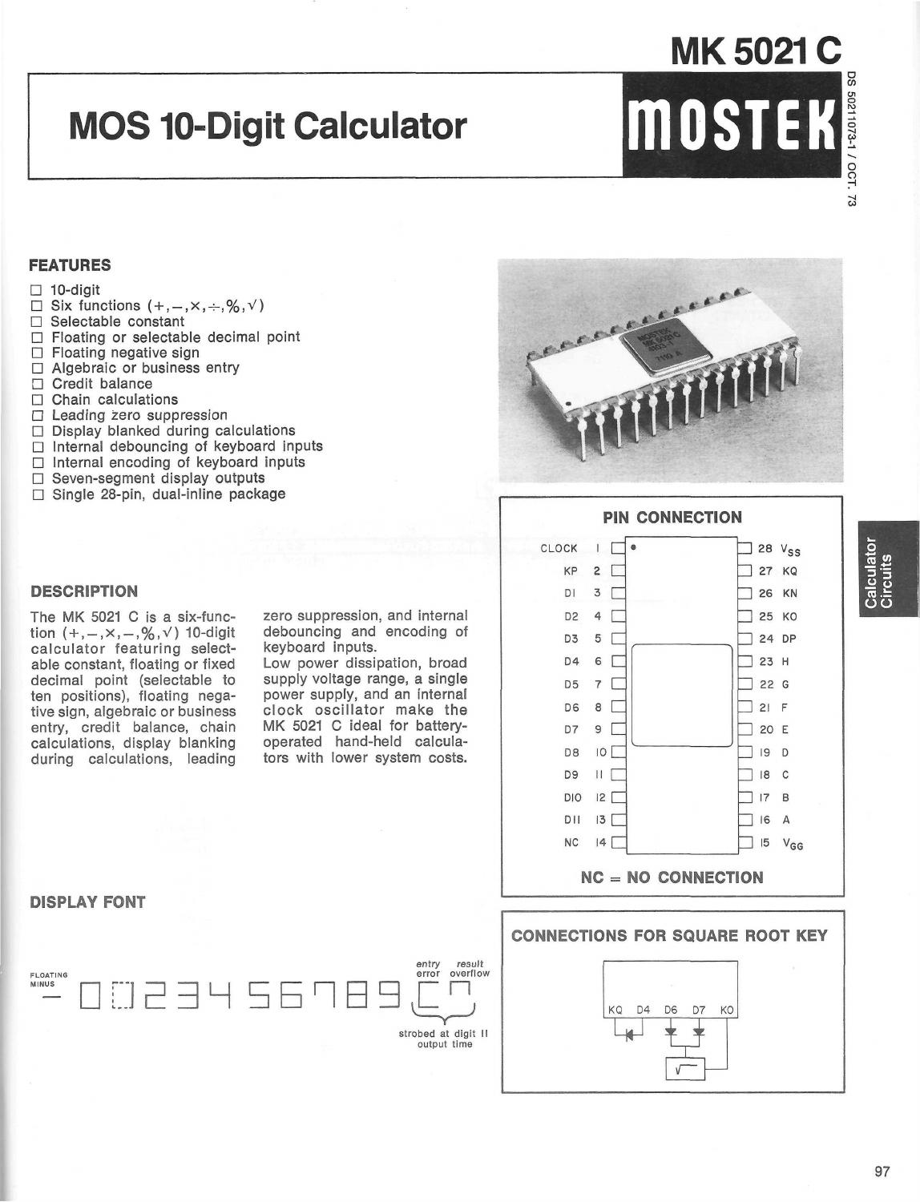# MK 5021 C

## MOS 10-Digit Calculator

MOSTEK

DS 5021073-1 / OCT. 73

### FEATURES

- ☐ 10-digit
- ☐ Six functions (+, −, ×, ÷, %, √)
- ☐ Selectable constant
- ☐ Floating or selectable decimal point
- ☐ Floating negative sign
- ☐ Algebraic or business entry
- ☐ Credit balance
- ☐ Chain calculations
- ☐ Leading zero suppression
- ☐ Display blanked during calculations
- ☐ Internal debouncing of keyboard inputs
- ☐ Internal encoding of keyboard inputs
- ☐ Seven-segment display outputs
- ☐ Single 28-pin, dual-inline package

### DESCRIPTION

The MK 5021 C is a six-function (+, −, ×, −, %, √) 10-digit calculator featuring selectable constant, floating or fixed decimal point (selectable to ten positions), floating negative sign, algebraic or business entry, credit balance, chain calculations, display blanking during calculations, leading zero suppression, and internal debouncing and encoding of keyboard inputs.
Low power dissipation, broad supply voltage range, a single power supply, and an internal clock oscillator make the MK 5021 C ideal for battery-operated hand-held calculators with lower system costs.

### PIN CONNECTION

| Pin | Name | Pin | Name |
|---|---|---|---|
| 1 | CLOCK | 28 | $V_{SS}$ |
| 2 | KP | 27 | KQ |
| 3 | D1 | 26 | KN |
| 4 | D2 | 25 | KO |
| 5 | D3 | 24 | DP |
| 6 | D4 | 23 | H |
| 7 | D5 | 22 | G |
| 8 | D6 | 21 | F |
| 9 | D7 | 20 | E |
| 10 | D8 | 19 | D |
| 11 | D9 | 18 | C |
| 12 | D10 | 17 | B |
| 13 | D11 | 16 | A |
| 14 | NC | 15 | $V_{GG}$ |

NC = NO CONNECTION

### DISPLAY FONT

FLOATING MINUS

entry error    result overflow

strobed at digit 11 output time

### CONNECTIONS FOR SQUARE ROOT KEY

KQ D4 D6 D7 KO

√